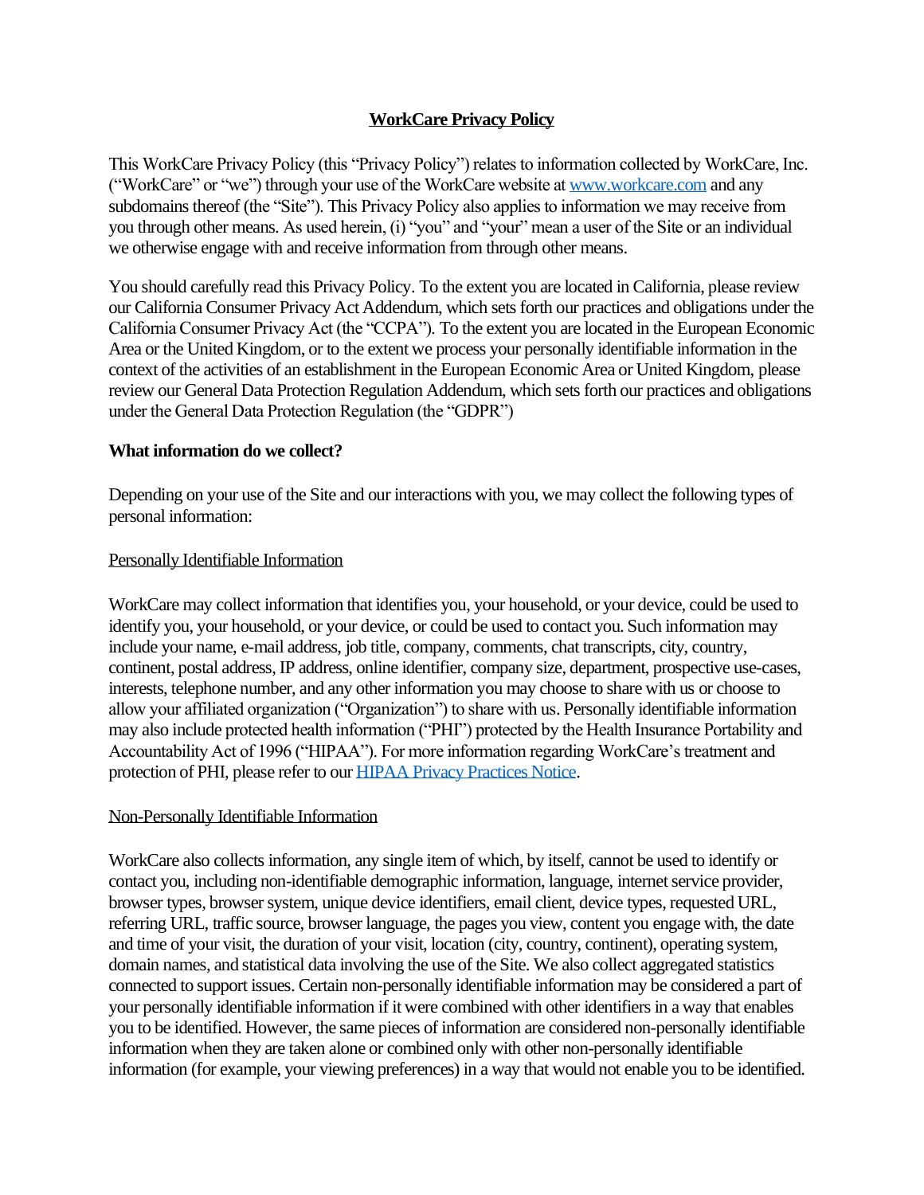# WorkCare Privacy Policy

This WorkCare Privacy Policy (this "Privacy Policy") relates to information collected by WorkCare, Inc. ("WorkCare" or "we") through your use of the WorkCare website at [www.workcare.com](http://www.workcare.com) and any subdomains thereof (the "Site"). This Privacy Policy also applies to information we may receive from you through other means. As used herein, (i) "you" and "your" mean a user of the Site or an individual we otherwise engage with and receive information from through other means.

You should carefully read this Privacy Policy. To the extent you are located in California, please review our California Consumer Privacy Act Addendum, which sets forth our practices and obligations under the California Consumer Privacy Act (the "CCPA"). To the extent you are located in the European Economic Area or the United Kingdom, or to the extent we process your personally identifiable information in the context of the activities of an establishment in the European Economic Area or United Kingdom, please review our General Data Protection Regulation Addendum, which sets forth our practices and obligations under the General Data Protection Regulation (the "GDPR")

## What information do we collect?

Depending on your use of the Site and our interactions with you, we may collect the following types of personal information:

### Personally Identifiable Information

WorkCare may collect information that identifies you, your household, or your device, could be used to identify you, your household, or your device, or could be used to contact you. Such information may include your name, e-mail address, job title, company, comments, chat transcripts, city, country, continent, postal address, IP address, online identifier, company size, department, prospective use-cases, interests, telephone number, and any other information you may choose to share with us or choose to allow your affiliated organization ("Organization") to share with us. Personally identifiable information may also include protected health information ("PHI") protected by the Health Insurance Portability and Accountability Act of 1996 ("HIPAA"). For more information regarding WorkCare's treatment and protection of PHI, please refer to our HIPAA Privacy Practices Notice.

### Non-Personally Identifiable Information

WorkCare also collects information, any single item of which, by itself, cannot be used to identify or contact you, including non-identifiable demographic information, language, internet service provider, browser types, browser system, unique device identifiers, email client, device types, requested URL, referring URL, traffic source, browser language, the pages you view, content you engage with, the date and time of your visit, the duration of your visit, location (city, country, continent), operating system, domain names, and statistical data involving the use of the Site. We also collect aggregated statistics connected to support issues. Certain non-personally identifiable information may be considered a part of your personally identifiable information if it were combined with other identifiers in a way that enables you to be identified. However, the same pieces of information are considered non-personally identifiable information when they are taken alone or combined only with other non-personally identifiable information (for example, your viewing preferences) in a way that would not enable you to be identified.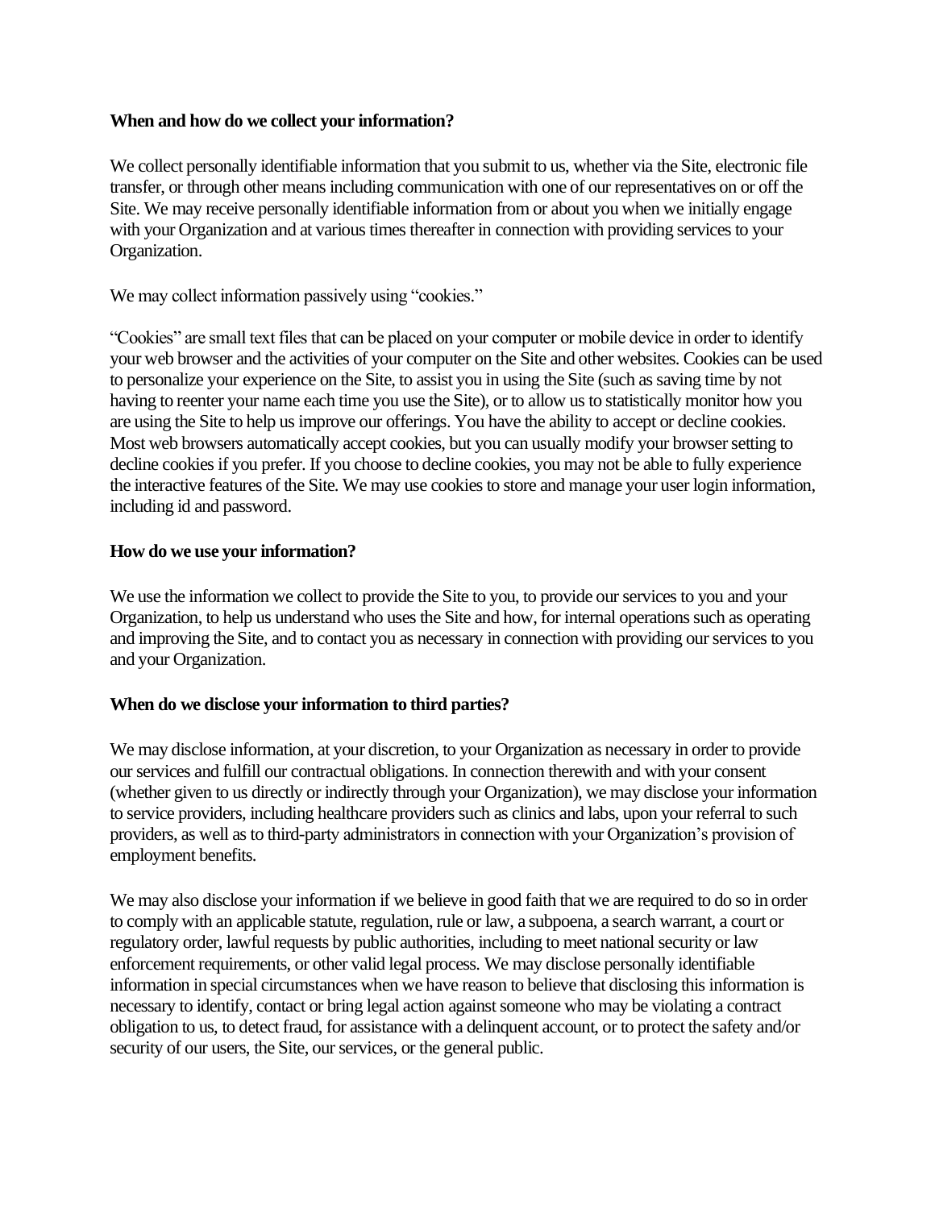**When and how do we collect your information?**

We collect personally identifiable information that you submit to us, whether via the Site, electronic file transfer, or through other means including communication with one of our representatives on or off the Site. We may receive personally identifiable information from or about you when we initially engage with your Organization and at various times thereafter in connection with providing services to your Organization.

We may collect information passively using "cookies."

"Cookies" are small text files that can be placed on your computer or mobile device in order to identify your web browser and the activities of your computer on the Site and other websites. Cookies can be used to personalize your experience on the Site, to assist you in using the Site (such as saving time by not having to reenter your name each time you use the Site), or to allow us to statistically monitor how you are using the Site to help us improve our offerings. You have the ability to accept or decline cookies. Most web browsers automatically accept cookies, but you can usually modify your browser setting to decline cookies if you prefer. If you choose to decline cookies, you may not be able to fully experience the interactive features of the Site. We may use cookies to store and manage your user login information, including id and password.

**How do we use your information?**

We use the information we collect to provide the Site to you, to provide our services to you and your Organization, to help us understand who uses the Site and how, for internal operations such as operating and improving the Site, and to contact you as necessary in connection with providing our services to you and your Organization.

**When do we disclose your information to third parties?**

We may disclose information, at your discretion, to your Organization as necessary in order to provide our services and fulfill our contractual obligations. In connection therewith and with your consent (whether given to us directly or indirectly through your Organization), we may disclose your information to service providers, including healthcare providers such as clinics and labs, upon your referral to such providers, as well as to third-party administrators in connection with your Organization's provision of employment benefits.

We may also disclose your information if we believe in good faith that we are required to do so in order to comply with an applicable statute, regulation, rule or law, a subpoena, a search warrant, a court or regulatory order, lawful requests by public authorities, including to meet national security or law enforcement requirements, or other valid legal process. We may disclose personally identifiable information in special circumstances when we have reason to believe that disclosing this information is necessary to identify, contact or bring legal action against someone who may be violating a contract obligation to us, to detect fraud, for assistance with a delinquent account, or to protect the safety and/or security of our users, the Site, our services, or the general public.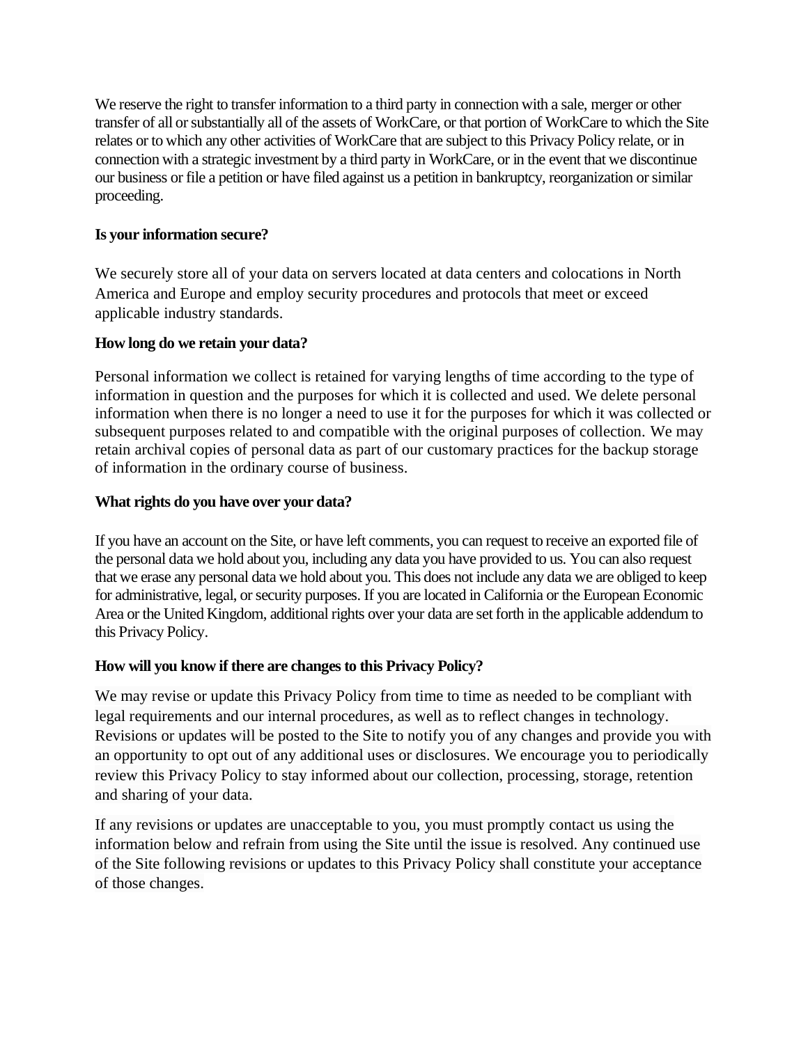We reserve the right to transfer information to a third party in connection with a sale, merger or other transfer of all or substantially all of the assets of WorkCare, or that portion of WorkCare to which the Site relates or to which any other activities of WorkCare that are subject to this Privacy Policy relate, or in connection with a strategic investment by a third party in WorkCare, or in the event that we discontinue our business or file a petition or have filed against us a petition in bankruptcy, reorganization or similar proceeding.

**Is your information secure?**

We securely store all of your data on servers located at data centers and colocations in North America and Europe and employ security procedures and protocols that meet or exceed applicable industry standards.

**How long do we retain your data?**

Personal information we collect is retained for varying lengths of time according to the type of information in question and the purposes for which it is collected and used. We delete personal information when there is no longer a need to use it for the purposes for which it was collected or subsequent purposes related to and compatible with the original purposes of collection. We may retain archival copies of personal data as part of our customary practices for the backup storage of information in the ordinary course of business.

**What rights do you have over your data?**

If you have an account on the Site, or have left comments, you can request to receive an exported file of the personal data we hold about you, including any data you have provided to us. You can also request that we erase any personal data we hold about you. This does not include any data we are obliged to keep for administrative, legal, or security purposes. If you are located in California or the European Economic Area or the United Kingdom, additional rights over your data are set forth in the applicable addendum to this Privacy Policy.

**How will you know if there are changes to this Privacy Policy?**

We may revise or update this Privacy Policy from time to time as needed to be compliant with legal requirements and our internal procedures, as well as to reflect changes in technology. Revisions or updates will be posted to the Site to notify you of any changes and provide you with an opportunity to opt out of any additional uses or disclosures. We encourage you to periodically review this Privacy Policy to stay informed about our collection, processing, storage, retention and sharing of your data.

If any revisions or updates are unacceptable to you, you must promptly contact us using the information below and refrain from using the Site until the issue is resolved. Any continued use of the Site following revisions or updates to this Privacy Policy shall constitute your acceptance of those changes.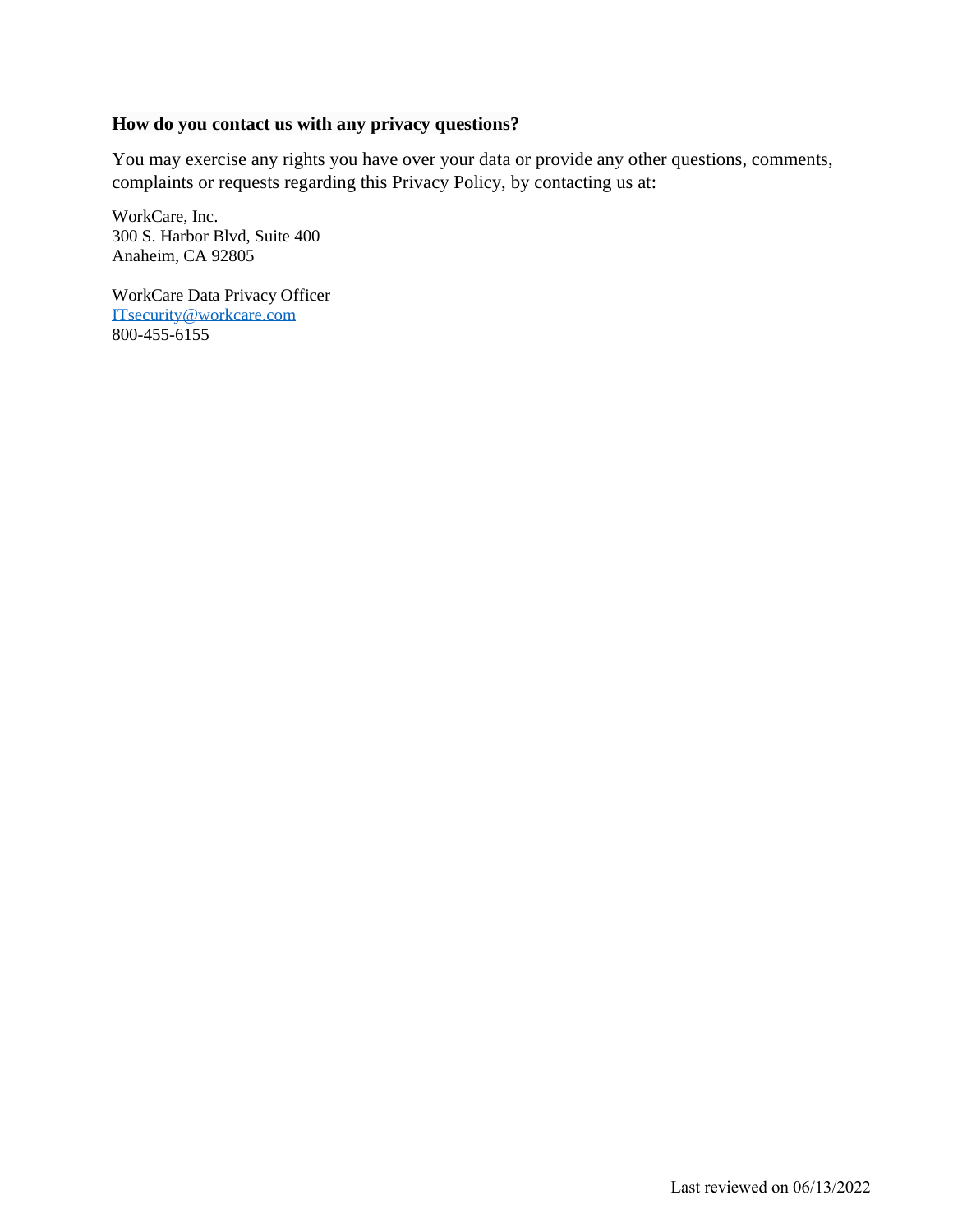**How do you contact us with any privacy questions?**

You may exercise any rights you have over your data or provide any other questions, comments, complaints or requests regarding this Privacy Policy, by contacting us at:

WorkCare, Inc.
300 S. Harbor Blvd, Suite 400
Anaheim, CA 92805

WorkCare Data Privacy Officer
ITsecurity@workcare.com
800-455-6155

Last reviewed on 06/13/2022